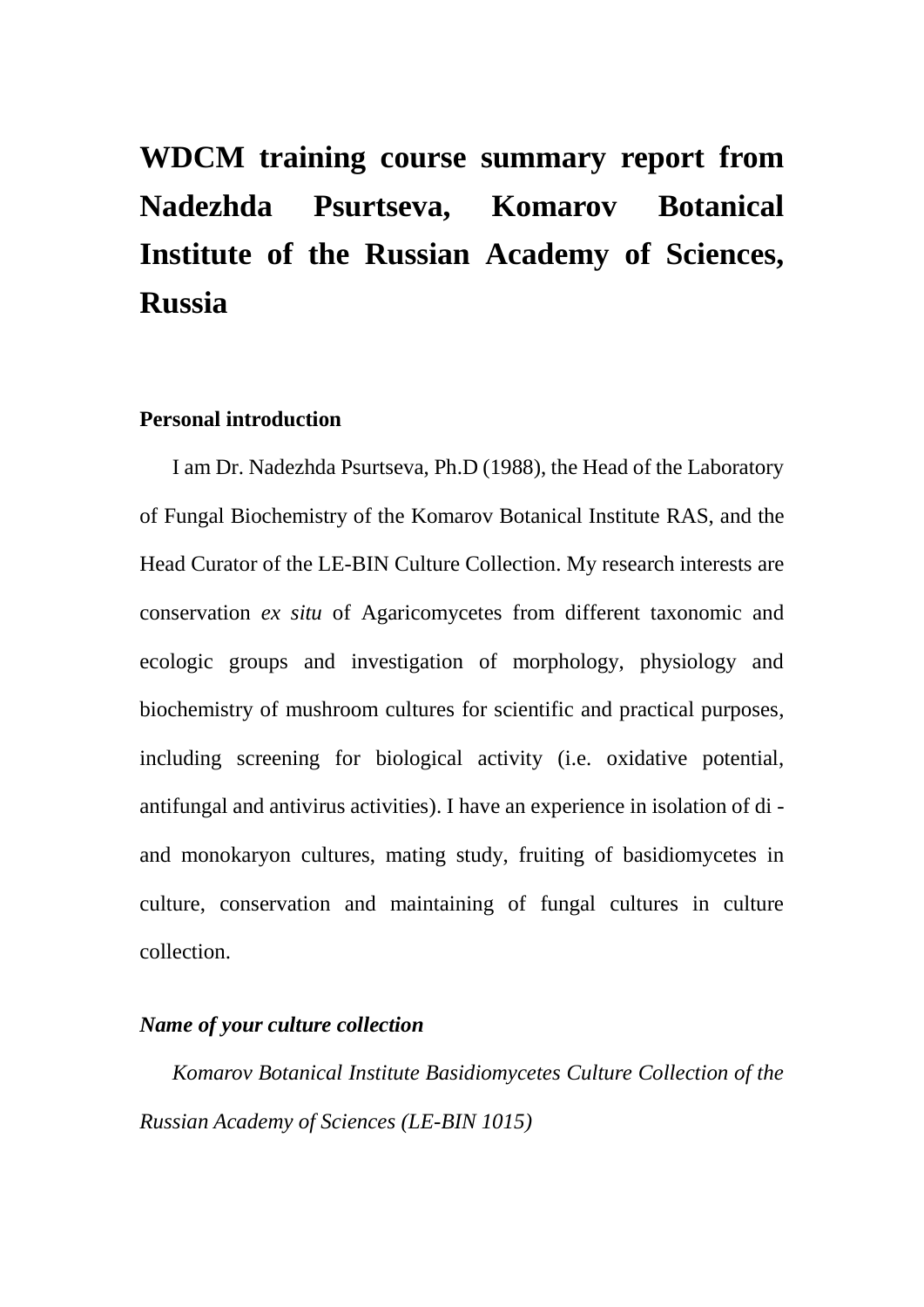# WDCM training course summary report from Nadezhda Psurtseva, Komarov Botanical Institute of the Russian Academy of Sciences, Russia

### Personal introduction

I am Dr. Nadezhda Psurtseva, Ph.D (1988), the Head of the Laboratory of Fungal Biochemistry of the Komarov Botanical Institute RAS, and the Head Curator of the LE-BIN Culture Collection. My research interests are conservation *ex situ* of Agaricomycetes from different taxonomic and ecologic groups and investigation of morphology, physiology and biochemistry of mushroom cultures for scientific and practical purposes, including screening for biological activity (i.e. oxidative potential, antifungal and antivirus activities). I have an experience in isolation of di - and monokaryon cultures, mating study, fruiting of basidiomycetes in culture, conservation and maintaining of fungal cultures in culture collection.

### *Name of your culture collection*

*Komarov Botanical Institute Basidiomycetes Culture Collection of the Russian Academy of Sciences (LE-BIN 1015)*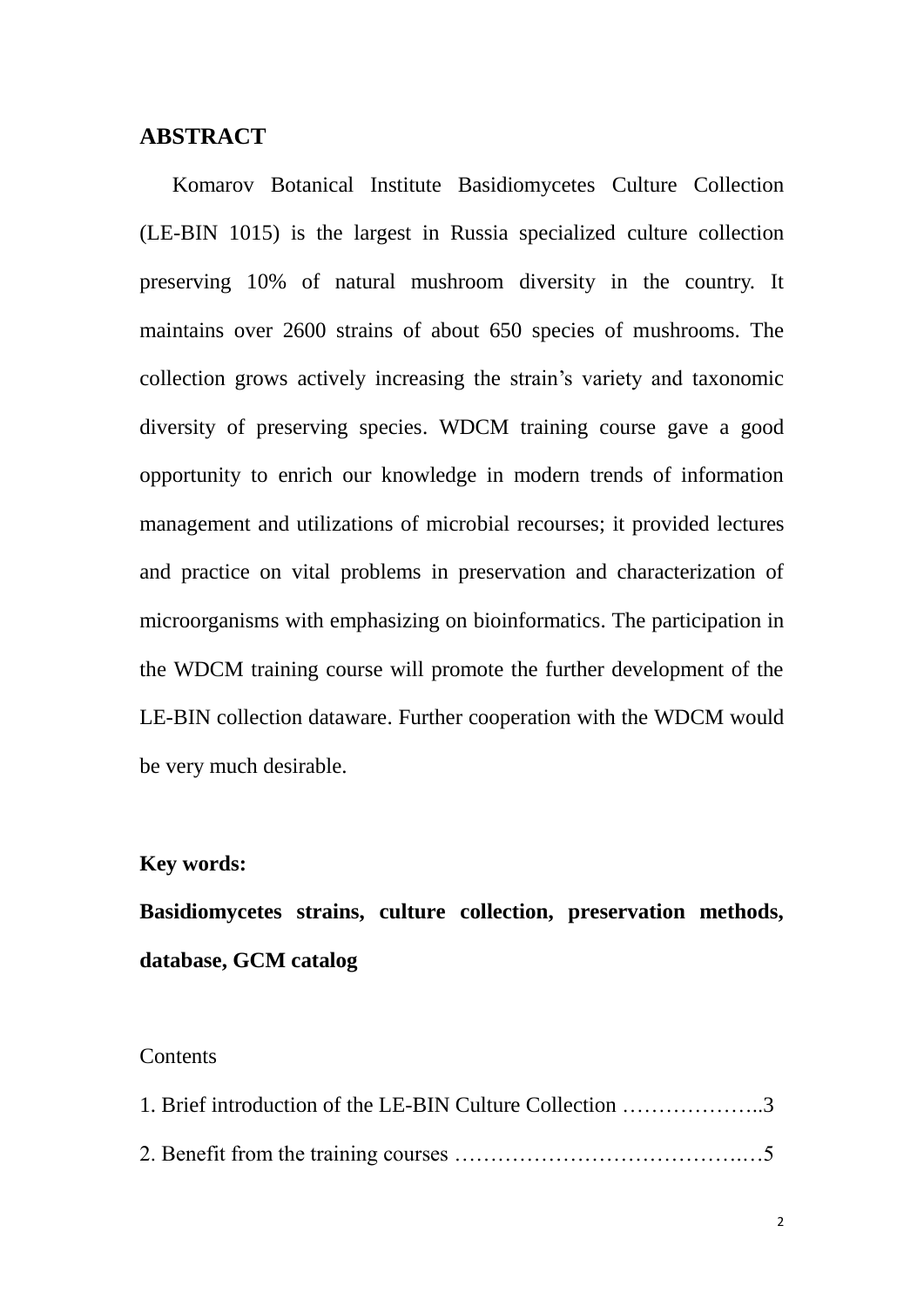## ABSTRACT

Komarov Botanical Institute Basidiomycetes Culture Collection (LE-BIN 1015) is the largest in Russia specialized culture collection preserving 10% of natural mushroom diversity in the country. It maintains over 2600 strains of about 650 species of mushrooms. The collection grows actively increasing the strain's variety and taxonomic diversity of preserving species. WDCM training course gave a good opportunity to enrich our knowledge in modern trends of information management and utilizations of microbial recourses; it provided lectures and practice on vital problems in preservation and characterization of microorganisms with emphasizing on bioinformatics. The participation in the WDCM training course will promote the further development of the LE-BIN collection dataware. Further cooperation with the WDCM would be very much desirable.

**Key words:**

**Basidiomycetes strains, culture collection, preservation methods, database, GCM catalog**

Contents

1. Brief introduction of the LE-BIN Culture Collection ………………..3
2. Benefit from the training courses …………………………………..…5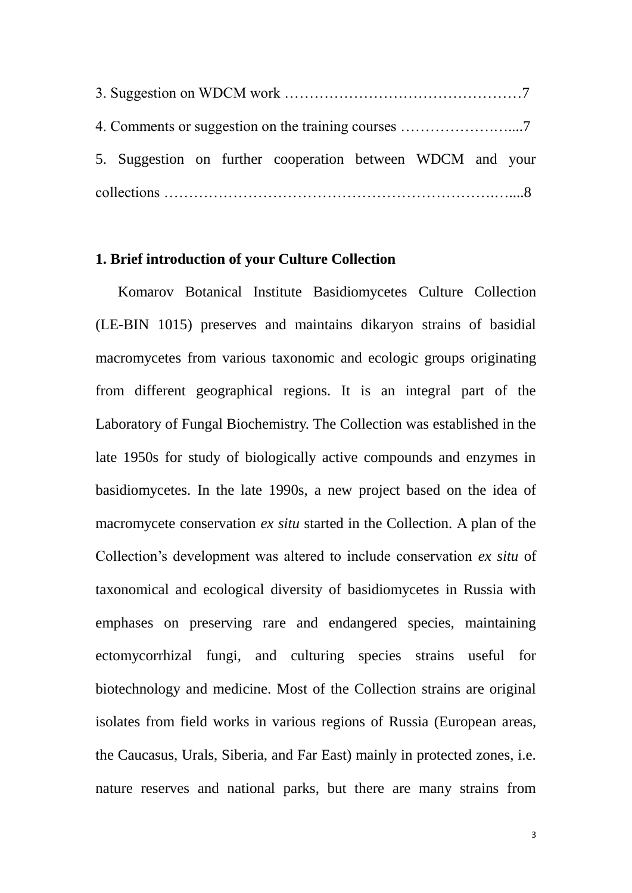3. Suggestion on WDCM work ………………………………………7

4. Comments or suggestion on the training courses …………………....7

5. Suggestion on further cooperation between WDCM and your collections …………………………………………………….…...8

**1. Brief introduction of your Culture Collection**

Komarov Botanical Institute Basidiomycetes Culture Collection (LE-BIN 1015) preserves and maintains dikaryon strains of basidial macromycetes from various taxonomic and ecologic groups originating from different geographical regions. It is an integral part of the Laboratory of Fungal Biochemistry. The Collection was established in the late 1950s for study of biologically active compounds and enzymes in basidiomycetes. In the late 1990s, a new project based on the idea of macromycete conservation *ex situ* started in the Collection. A plan of the Collection's development was altered to include conservation *ex situ* of taxonomical and ecological diversity of basidiomycetes in Russia with emphases on preserving rare and endangered species, maintaining ectomycorrhizal fungi, and culturing species strains useful for biotechnology and medicine. Most of the Collection strains are original isolates from field works in various regions of Russia (European areas, the Caucasus, Urals, Siberia, and Far East) mainly in protected zones, i.e. nature reserves and national parks, but there are many strains from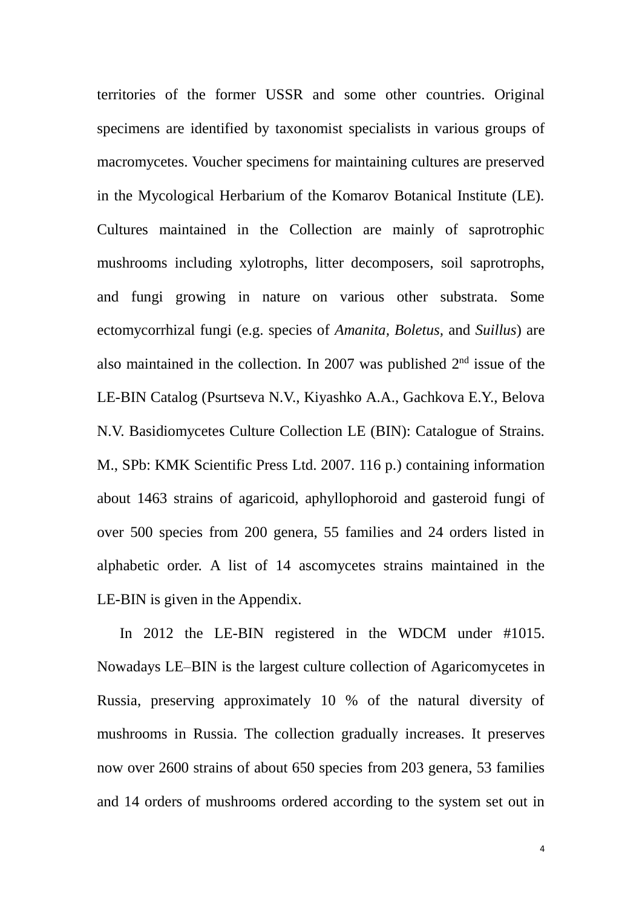territories of the former USSR and some other countries. Original specimens are identified by taxonomist specialists in various groups of macromycetes. Voucher specimens for maintaining cultures are preserved in the Mycological Herbarium of the Komarov Botanical Institute (LE). Cultures maintained in the Collection are mainly of saprotrophic mushrooms including xylotrophs, litter decomposers, soil saprotrophs, and fungi growing in nature on various other substrata. Some ectomycorrhizal fungi (e.g. species of *Amanita*, *Boletus*, and *Suillus*) are also maintained in the collection. In 2007 was published 2nd issue of the LE-BIN Catalog (Psurtseva N.V., Kiyashko A.A., Gachkova E.Y., Belova N.V. Basidiomycetes Culture Collection LE (BIN): Catalogue of Strains. M., SPb: KMK Scientific Press Ltd. 2007. 116 p.) containing information about 1463 strains of agaricoid, aphyllophoroid and gasteroid fungi of over 500 species from 200 genera, 55 families and 24 orders listed in alphabetic order. A list of 14 ascomycetes strains maintained in the LE-BIN is given in the Appendix.

In 2012 the LE-BIN registered in the WDCM under #1015. Nowadays LE–BIN is the largest culture collection of Agaricomycetes in Russia, preserving approximately 10 % of the natural diversity of mushrooms in Russia. The collection gradually increases. It preserves now over 2600 strains of about 650 species from 203 genera, 53 families and 14 orders of mushrooms ordered according to the system set out in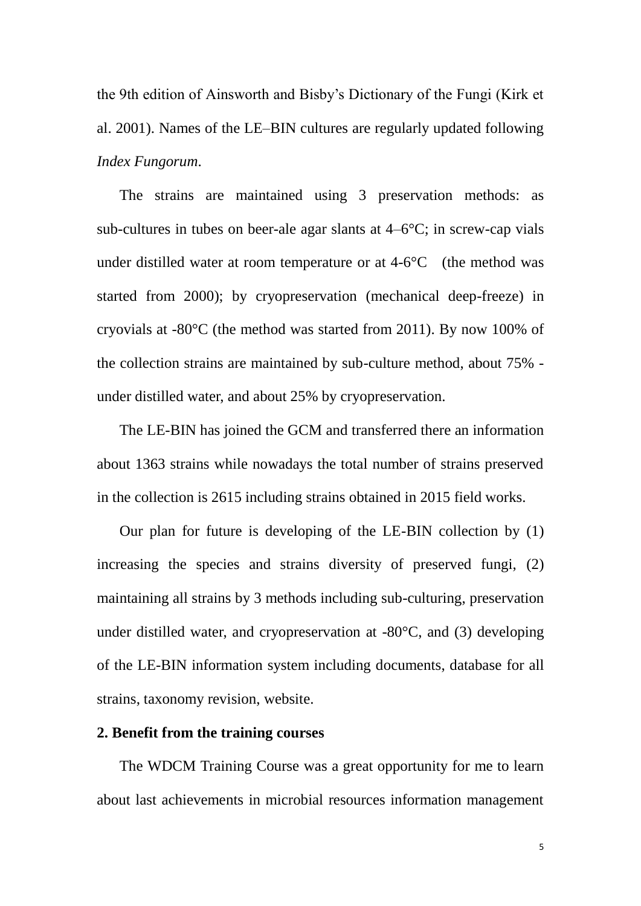the 9th edition of Ainsworth and Bisby's Dictionary of the Fungi (Kirk et al. 2001). Names of the LE–BIN cultures are regularly updated following *Index Fungorum*.

The strains are maintained using 3 preservation methods: as sub-cultures in tubes on beer-ale agar slants at 4–6°C; in screw-cap vials under distilled water at room temperature or at 4-6°C (the method was started from 2000); by cryopreservation (mechanical deep-freeze) in cryovials at -80°C (the method was started from 2011). By now 100% of the collection strains are maintained by sub-culture method, about 75% - under distilled water, and about 25% by cryopreservation.

The LE-BIN has joined the GCM and transferred there an information about 1363 strains while nowadays the total number of strains preserved in the collection is 2615 including strains obtained in 2015 field works.

Our plan for future is developing of the LE-BIN collection by (1) increasing the species and strains diversity of preserved fungi, (2) maintaining all strains by 3 methods including sub-culturing, preservation under distilled water, and cryopreservation at -80°C, and (3) developing of the LE-BIN information system including documents, database for all strains, taxonomy revision, website.

**2. Benefit from the training courses**

The WDCM Training Course was a great opportunity for me to learn about last achievements in microbial resources information management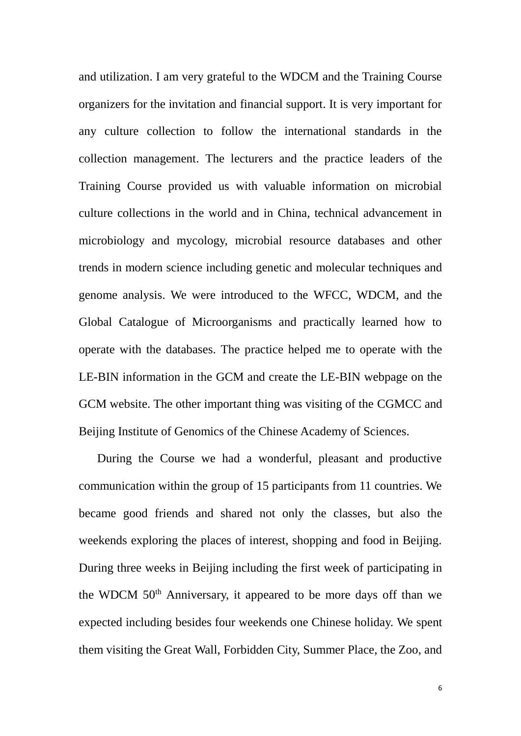and utilization. I am very grateful to the WDCM and the Training Course organizers for the invitation and financial support. It is very important for any culture collection to follow the international standards in the collection management. The lecturers and the practice leaders of the Training Course provided us with valuable information on microbial culture collections in the world and in China, technical advancement in microbiology and mycology, microbial resource databases and other trends in modern science including genetic and molecular techniques and genome analysis. We were introduced to the WFCC, WDCM, and the Global Catalogue of Microorganisms and practically learned how to operate with the databases. The practice helped me to operate with the LE-BIN information in the GCM and create the LE-BIN webpage on the GCM website. The other important thing was visiting of the CGMCC and Beijing Institute of Genomics of the Chinese Academy of Sciences.

During the Course we had a wonderful, pleasant and productive communication within the group of 15 participants from 11 countries. We became good friends and shared not only the classes, but also the weekends exploring the places of interest, shopping and food in Beijing. During three weeks in Beijing including the first week of participating in the WDCM 50th Anniversary, it appeared to be more days off than we expected including besides four weekends one Chinese holiday. We spent them visiting the Great Wall, Forbidden City, Summer Place, the Zoo, and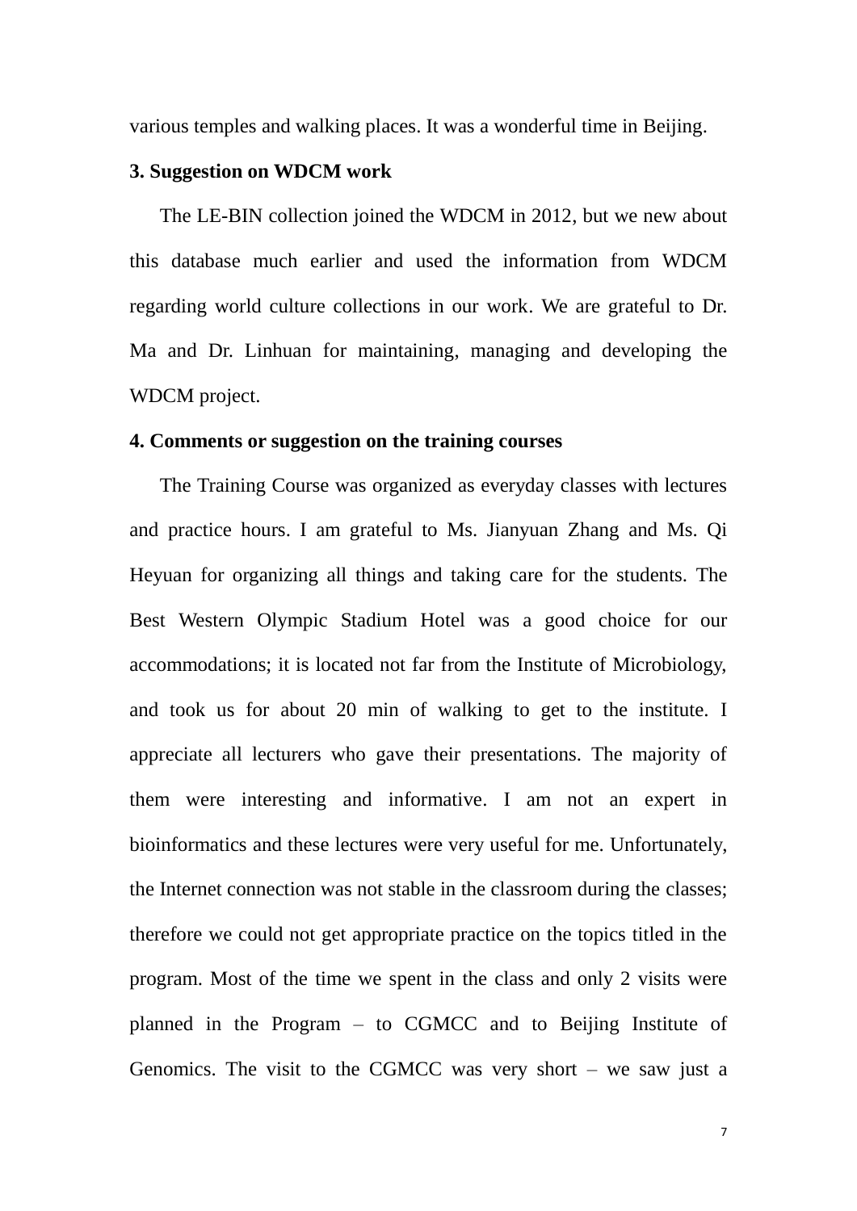various temples and walking places. It was a wonderful time in Beijing.

**3. Suggestion on WDCM work**

The LE-BIN collection joined the WDCM in 2012, but we new about this database much earlier and used the information from WDCM regarding world culture collections in our work. We are grateful to Dr. Ma and Dr. Linhuan for maintaining, managing and developing the WDCM project.

**4. Comments or suggestion on the training courses**

The Training Course was organized as everyday classes with lectures and practice hours. I am grateful to Ms. Jianyuan Zhang and Ms. Qi Heyuan for organizing all things and taking care for the students. The Best Western Olympic Stadium Hotel was a good choice for our accommodations; it is located not far from the Institute of Microbiology, and took us for about 20 min of walking to get to the institute. I appreciate all lecturers who gave their presentations. The majority of them were interesting and informative. I am not an expert in bioinformatics and these lectures were very useful for me. Unfortunately, the Internet connection was not stable in the classroom during the classes; therefore we could not get appropriate practice on the topics titled in the program. Most of the time we spent in the class and only 2 visits were planned in the Program – to CGMCC and to Beijing Institute of Genomics. The visit to the CGMCC was very short – we saw just a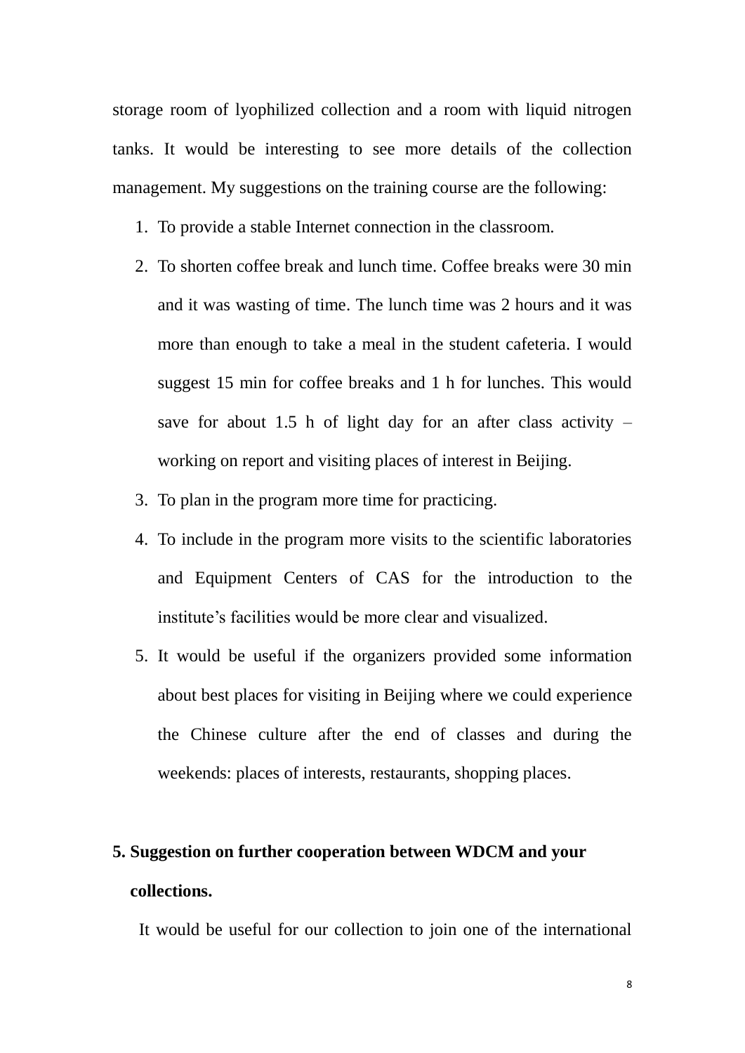storage room of lyophilized collection and a room with liquid nitrogen tanks. It would be interesting to see more details of the collection management. My suggestions on the training course are the following:

1. To provide a stable Internet connection in the classroom.
2. To shorten coffee break and lunch time. Coffee breaks were 30 min and it was wasting of time. The lunch time was 2 hours and it was more than enough to take a meal in the student cafeteria. I would suggest 15 min for coffee breaks and 1 h for lunches. This would save for about 1.5 h of light day for an after class activity – working on report and visiting places of interest in Beijing.
3. To plan in the program more time for practicing.
4. To include in the program more visits to the scientific laboratories and Equipment Centers of CAS for the introduction to the institute's facilities would be more clear and visualized.
5. It would be useful if the organizers provided some information about best places for visiting in Beijing where we could experience the Chinese culture after the end of classes and during the weekends: places of interests, restaurants, shopping places.

**5. Suggestion on further cooperation between WDCM and your collections.**

It would be useful for our collection to join one of the international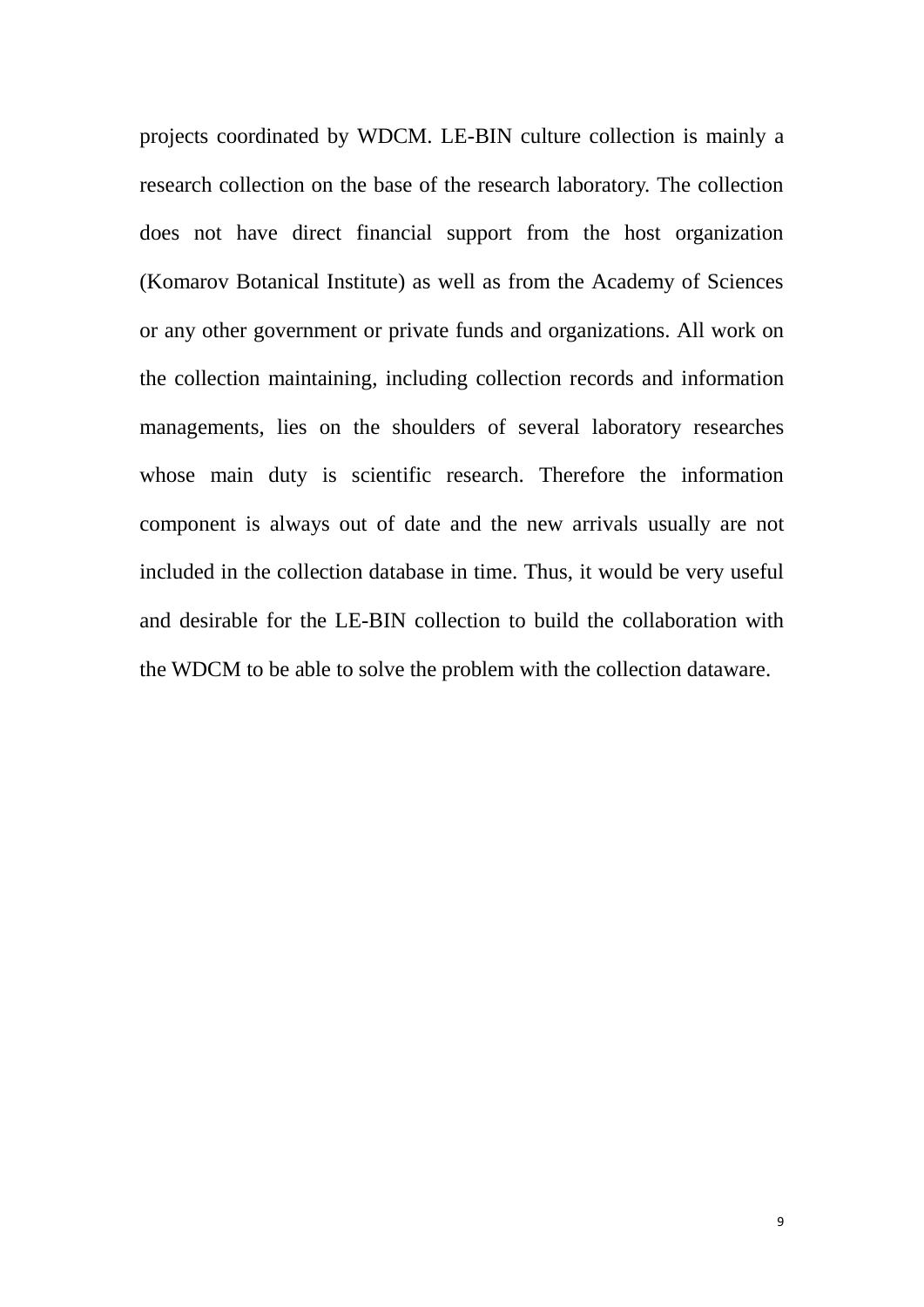projects coordinated by WDCM. LE-BIN culture collection is mainly a research collection on the base of the research laboratory. The collection does not have direct financial support from the host organization (Komarov Botanical Institute) as well as from the Academy of Sciences or any other government or private funds and organizations. All work on the collection maintaining, including collection records and information managements, lies on the shoulders of several laboratory researches whose main duty is scientific research. Therefore the information component is always out of date and the new arrivals usually are not included in the collection database in time. Thus, it would be very useful and desirable for the LE-BIN collection to build the collaboration with the WDCM to be able to solve the problem with the collection dataware.